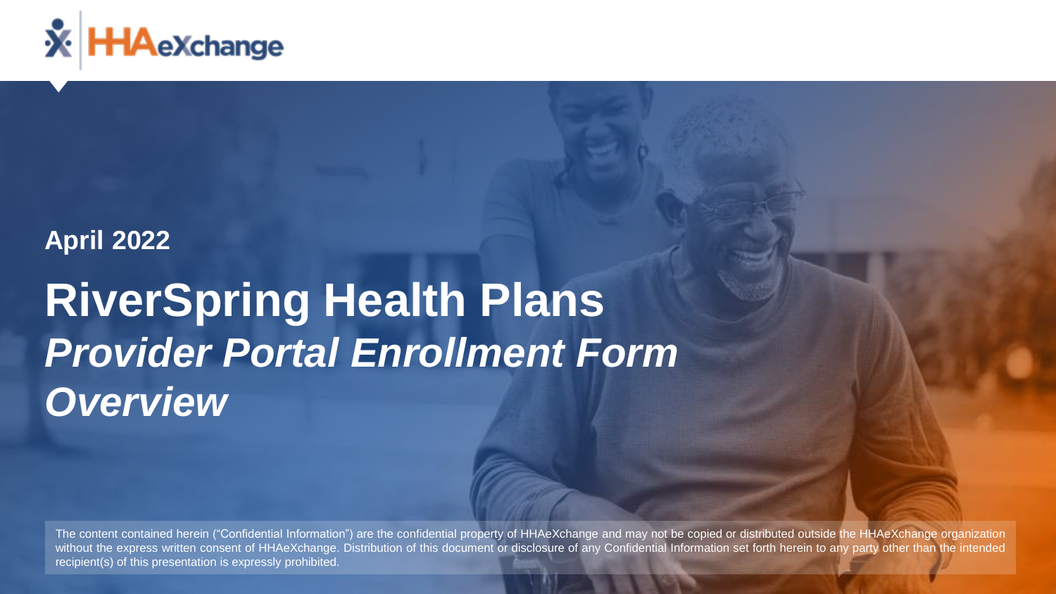HHAeXchange

**April 2022**

# RiverSpring Health Plans

## *Provider Portal Enrollment Form Overview*

The content contained herein ("Confidential Information") are the confidential property of HHAeXchange and may not be copied or distributed outside the HHAeXchange organization without the express written consent of HHAeXchange. Distribution of this document or disclosure of any Confidential Information set forth herein to any party other than the intended recipient(s) of this presentation is expressly prohibited.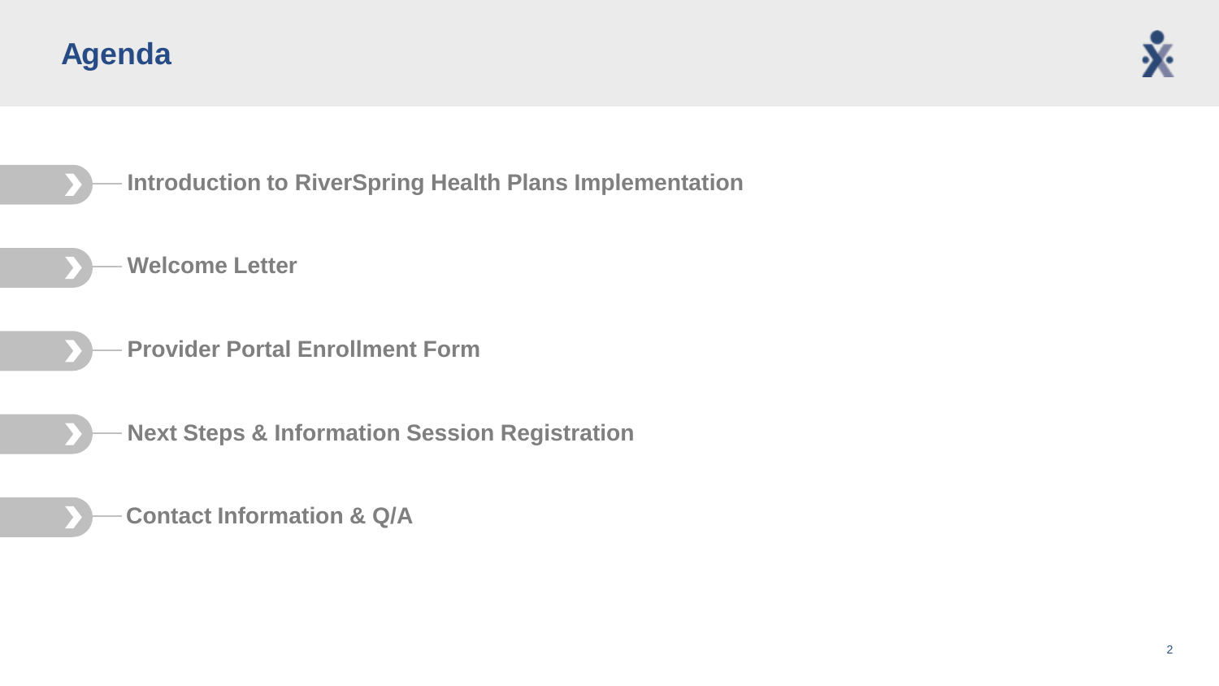# Agenda

- Introduction to RiverSpring Health Plans Implementation
- Welcome Letter
- Provider Portal Enrollment Form
- Next Steps & Information Session Registration
- Contact Information & Q/A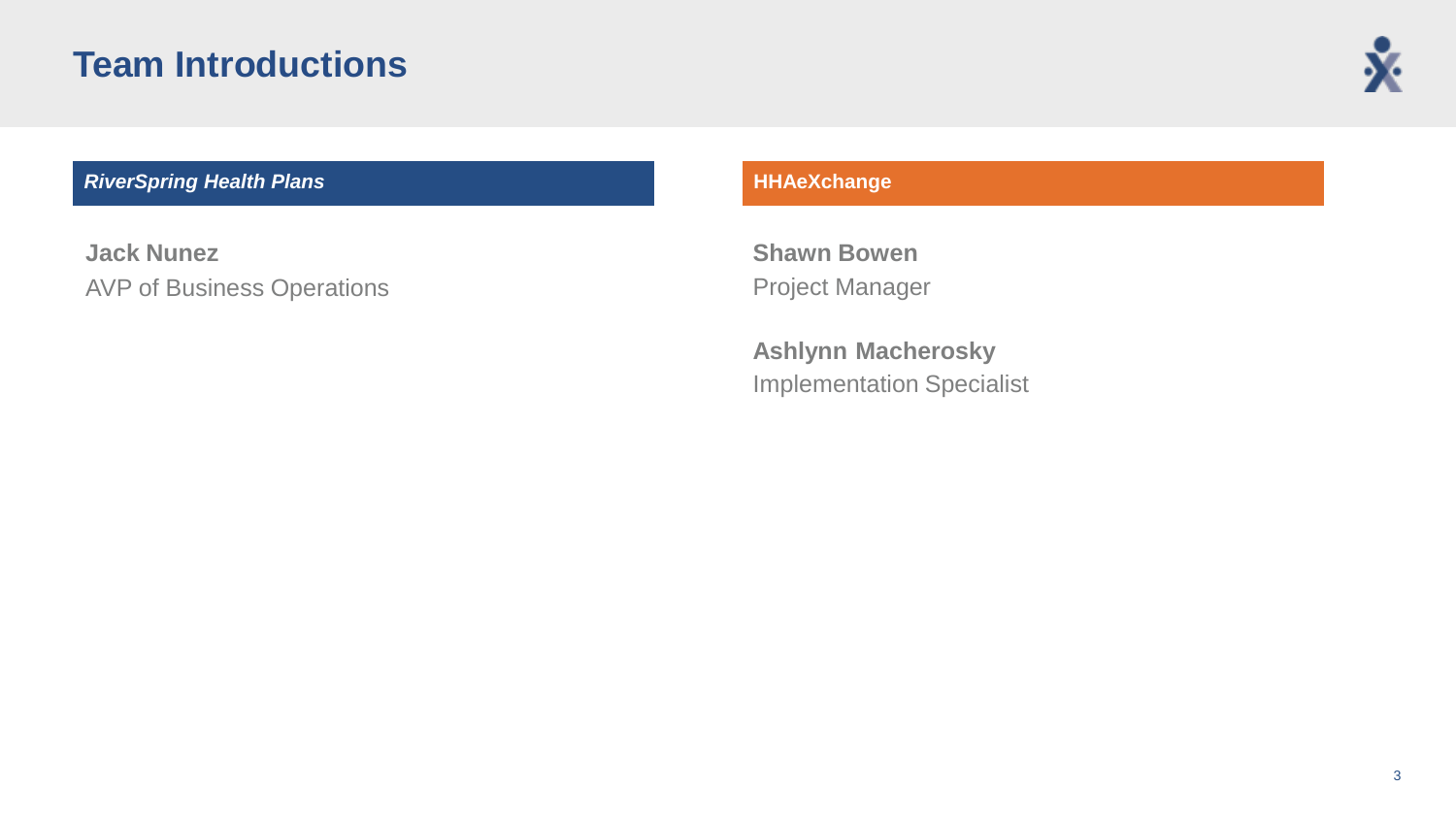# Team Introductions

## *RiverSpring Health Plans*

**Jack Nunez**
AVP of Business Operations

## HHAeXchange

**Shawn Bowen**
Project Manager

**Ashlynn Macherosky**
Implementation Specialist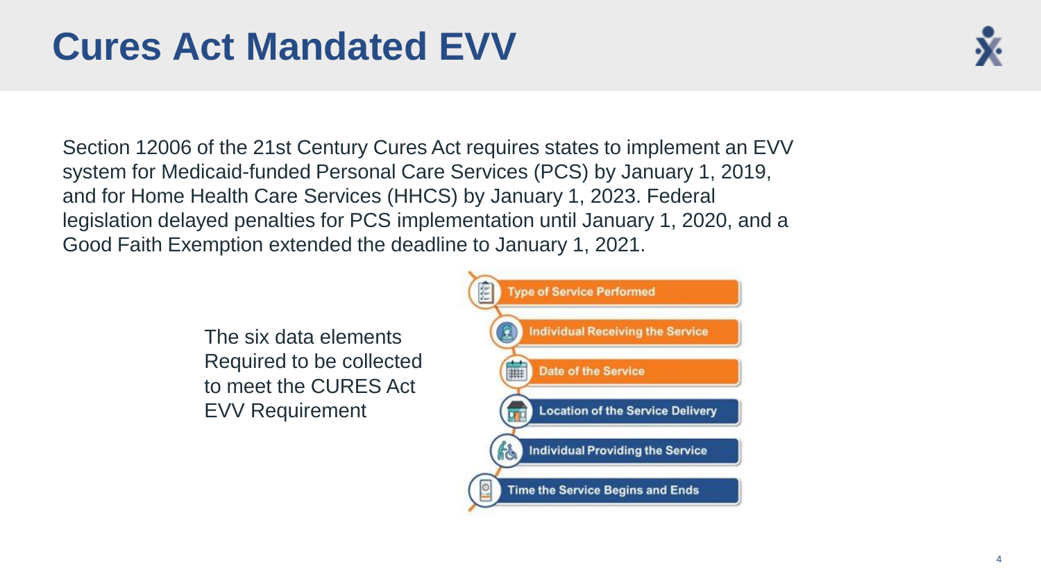# Cures Act Mandated EVV

Section 12006 of the 21st Century Cures Act requires states to implement an EVV system for Medicaid-funded Personal Care Services (PCS) by January 1, 2019, and for Home Health Care Services (HHCS) by January 1, 2023. Federal legislation delayed penalties for PCS implementation until January 1, 2020, and a Good Faith Exemption extended the deadline to January 1, 2021.

The six data elements Required to be collected to meet the CURES Act EVV Requirement

- Type of Service Performed
- Individual Receiving the Service
- Date of the Service
- Location of the Service Delivery
- Individual Providing the Service
- Time the Service Begins and Ends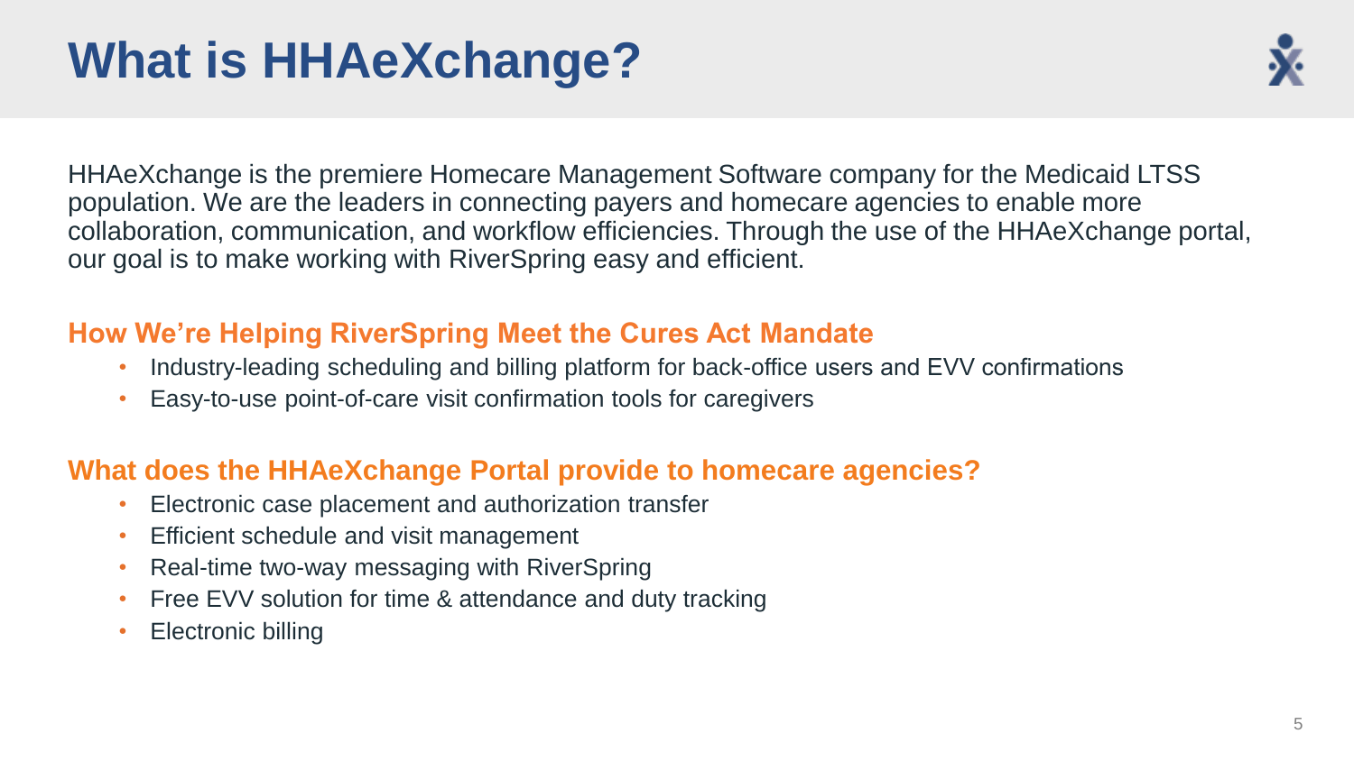# What is HHAeXchange?

HHAeXchange is the premiere Homecare Management Software company for the Medicaid LTSS population. We are the leaders in connecting payers and homecare agencies to enable more collaboration, communication, and workflow efficiencies. Through the use of the HHAeXchange portal, our goal is to make working with RiverSpring easy and efficient.

## How We're Helping RiverSpring Meet the Cures Act Mandate

- Industry-leading scheduling and billing platform for back-office users and EVV confirmations
- Easy-to-use point-of-care visit confirmation tools for caregivers

## What does the HHAeXchange Portal provide to homecare agencies?

- Electronic case placement and authorization transfer
- Efficient schedule and visit management
- Real-time two-way messaging with RiverSpring
- Free EVV solution for time & attendance and duty tracking
- Electronic billing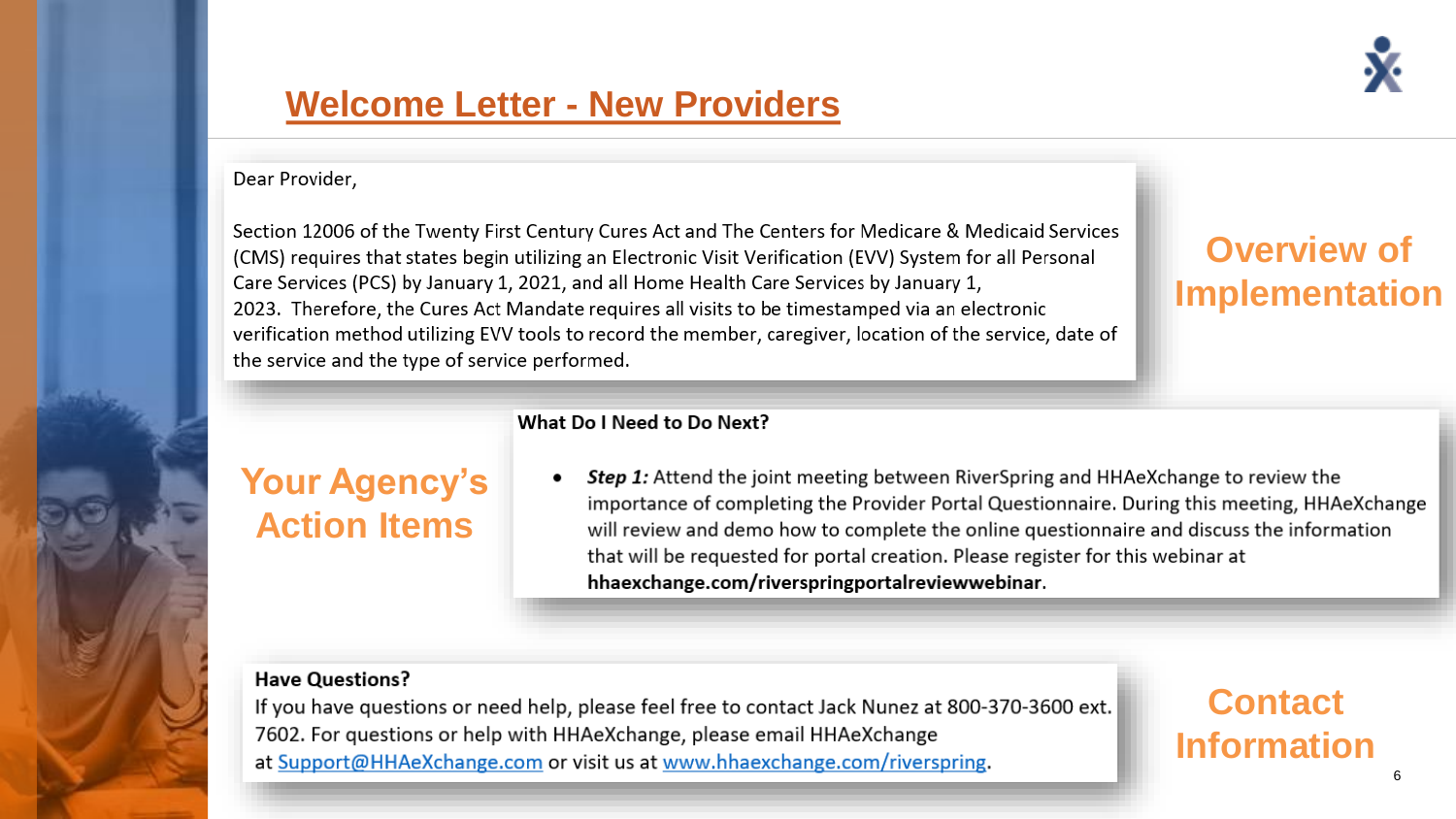# Welcome Letter - New Providers

## Overview of Implementation

Dear Provider,

Section 12006 of the Twenty First Century Cures Act and The Centers for Medicare & Medicaid Services (CMS) requires that states begin utilizing an Electronic Visit Verification (EVV) System for all Personal Care Services (PCS) by January 1, 2021, and all Home Health Care Services by January 1, 2023. Therefore, the Cures Act Mandate requires all visits to be timestamped via an electronic verification method utilizing EVV tools to record the member, caregiver, location of the service, date of the service and the type of service performed.

## Your Agency's Action Items

**What Do I Need to Do Next?**

- ***Step 1:*** Attend the joint meeting between RiverSpring and HHAeXchange to review the importance of completing the Provider Portal Questionnaire. During this meeting, HHAeXchange will review and demo how to complete the online questionnaire and discuss the information that will be requested for portal creation. Please register for this webinar at **hhaexchange.com/riverspringportalreviewwebinar**.

## Contact Information

**Have Questions?**

If you have questions or need help, please feel free to contact Jack Nunez at 800-370-3600 ext. 7602. For questions or help with HHAeXchange, please email HHAeXchange at Support@HHAeXchange.com or visit us at www.hhaexchange.com/riverspring.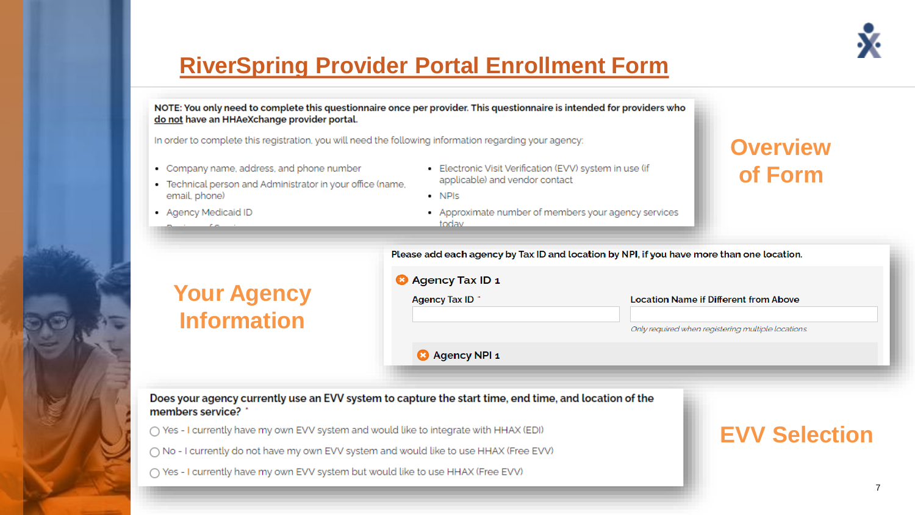# RiverSpring Provider Portal Enrollment Form

## Overview of Form

**NOTE: You only need to complete this questionnaire once per provider. This questionnaire is intended for providers who do not have an HHAeXchange provider portal.**

In order to complete this registration, you will need the following information regarding your agency:

- Company name, address, and phone number
- Technical person and Administrator in your office (name, email, phone)
- Agency Medicaid ID
- Electronic Visit Verification (EVV) system in use (if applicable) and vendor contact
- NPIs
- Approximate number of members your agency services today

## Your Agency Information

**Please add each agency by Tax ID and location by NPI, if you have more than one location.**

**Agency Tax ID 1**

Agency Tax ID *

Location Name if Different from Above

*Only required when registering multiple locations.*

**Agency NPI 1**

## EVV Selection

**Does your agency currently use an EVV system to capture the start time, end time, and location of the members service? ***

- ◯ Yes - I currently have my own EVV system and would like to integrate with HHAX (EDI)
- ◯ No - I currently do not have my own EVV system and would like to use HHAX (Free EVV)
- ◯ Yes - I currently have my own EVV system but would like to use HHAX (Free EVV)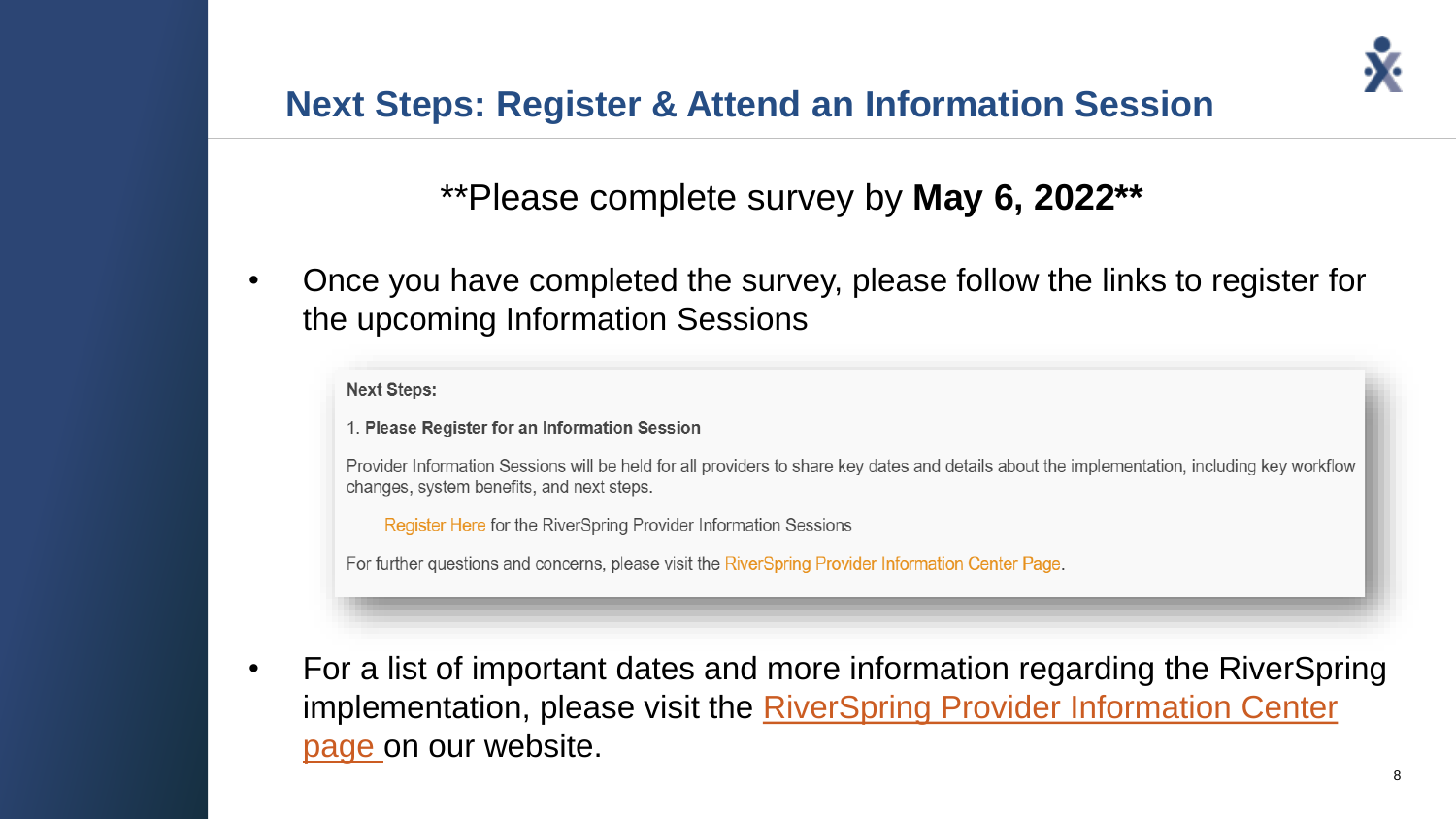# Next Steps: Register & Attend an Information Session

**Please complete survey by **May 6, 2022****

- Once you have completed the survey, please follow the links to register for the upcoming Information Sessions

> **Next Steps:**
>
> 1. **Please Register for an Information Session**
>
> Provider Information Sessions will be held for all providers to share key dates and details about the implementation, including key workflow changes, system benefits, and next steps.
>
> Register Here for the RiverSpring Provider Information Sessions
>
> For further questions and concerns, please visit the RiverSpring Provider Information Center Page.

- For a list of important dates and more information regarding the RiverSpring implementation, please visit the RiverSpring Provider Information Center page on our website.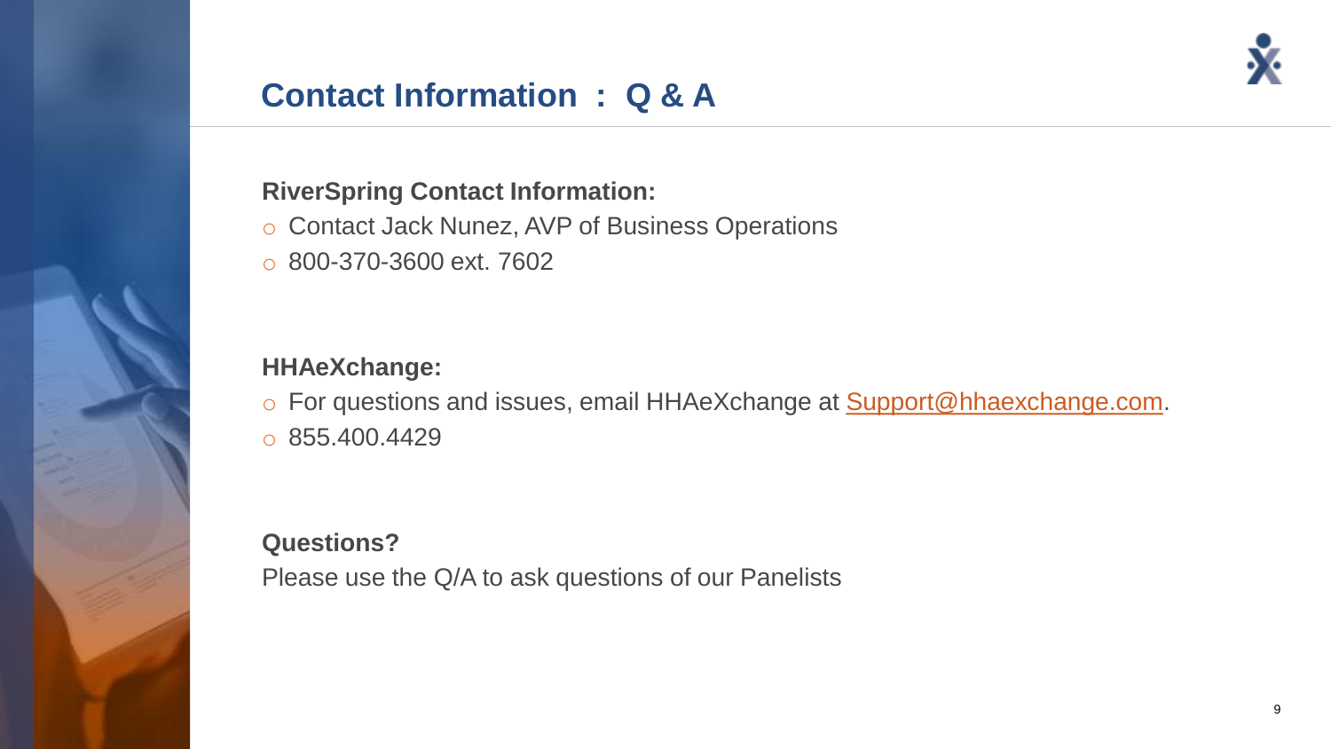# Contact Information : Q & A

**RiverSpring Contact Information:**

- Contact Jack Nunez, AVP of Business Operations
- 800-370-3600 ext. 7602

**HHAeXchange:**

- For questions and issues, email HHAeXchange at Support@hhaexchange.com.
- 855.400.4429

**Questions?**

Please use the Q/A to ask questions of our Panelists